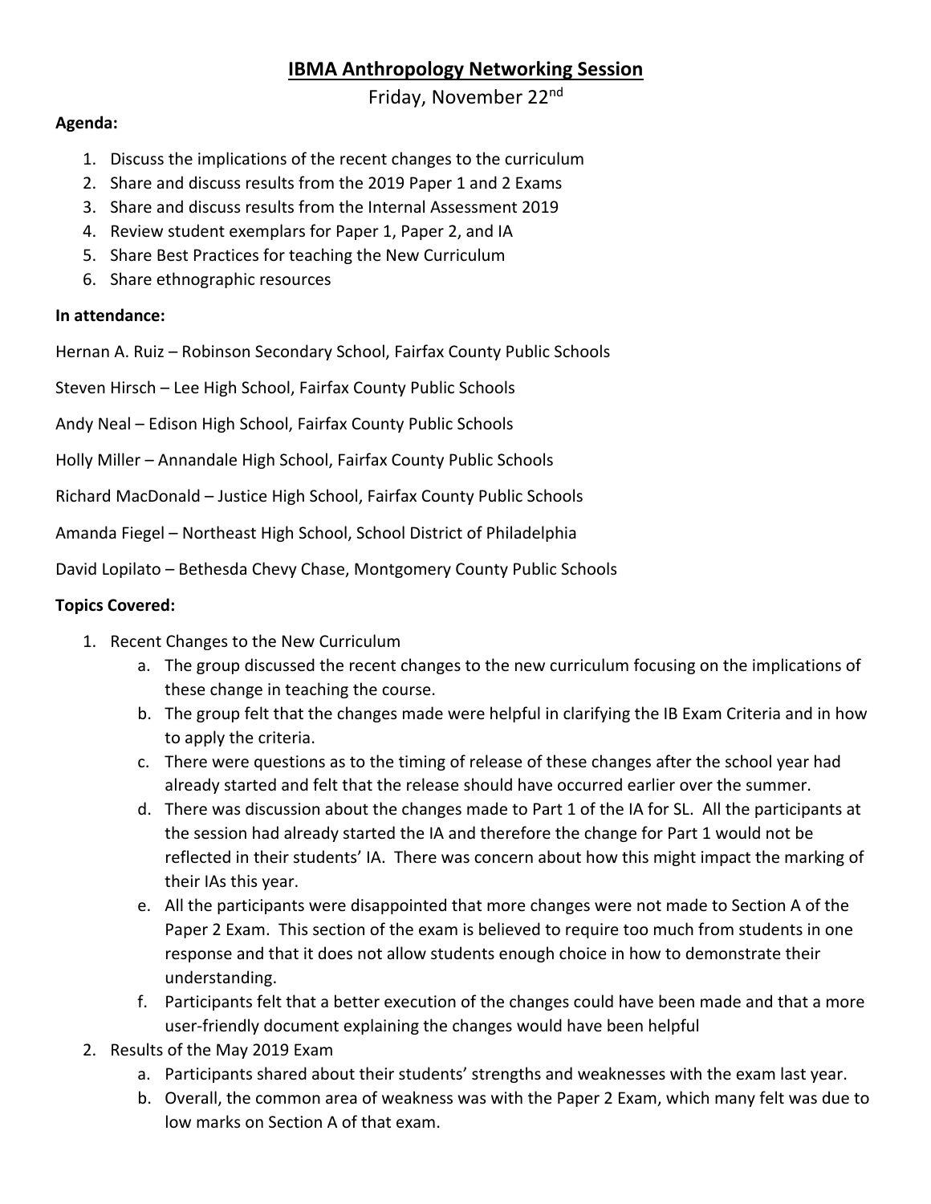# IBMA Anthropology Networking Session

Friday, November 22nd

**Agenda:**

1. Discuss the implications of the recent changes to the curriculum
2. Share and discuss results from the 2019 Paper 1 and 2 Exams
3. Share and discuss results from the Internal Assessment 2019
4. Review student exemplars for Paper 1, Paper 2, and IA
5. Share Best Practices for teaching the New Curriculum
6. Share ethnographic resources

**In attendance:**

Hernan A. Ruiz – Robinson Secondary School, Fairfax County Public Schools

Steven Hirsch – Lee High School, Fairfax County Public Schools

Andy Neal – Edison High School, Fairfax County Public Schools

Holly Miller – Annandale High School, Fairfax County Public Schools

Richard MacDonald – Justice High School, Fairfax County Public Schools

Amanda Fiegel – Northeast High School, School District of Philadelphia

David Lopilato – Bethesda Chevy Chase, Montgomery County Public Schools

**Topics Covered:**

1. Recent Changes to the New Curriculum
   a. The group discussed the recent changes to the new curriculum focusing on the implications of these change in teaching the course.
   b. The group felt that the changes made were helpful in clarifying the IB Exam Criteria and in how to apply the criteria.
   c. There were questions as to the timing of release of these changes after the school year had already started and felt that the release should have occurred earlier over the summer.
   d. There was discussion about the changes made to Part 1 of the IA for SL. All the participants at the session had already started the IA and therefore the change for Part 1 would not be reflected in their students' IA. There was concern about how this might impact the marking of their IAs this year.
   e. All the participants were disappointed that more changes were not made to Section A of the Paper 2 Exam. This section of the exam is believed to require too much from students in one response and that it does not allow students enough choice in how to demonstrate their understanding.
   f. Participants felt that a better execution of the changes could have been made and that a more user-friendly document explaining the changes would have been helpful
2. Results of the May 2019 Exam
   a. Participants shared about their students' strengths and weaknesses with the exam last year.
   b. Overall, the common area of weakness was with the Paper 2 Exam, which many felt was due to low marks on Section A of that exam.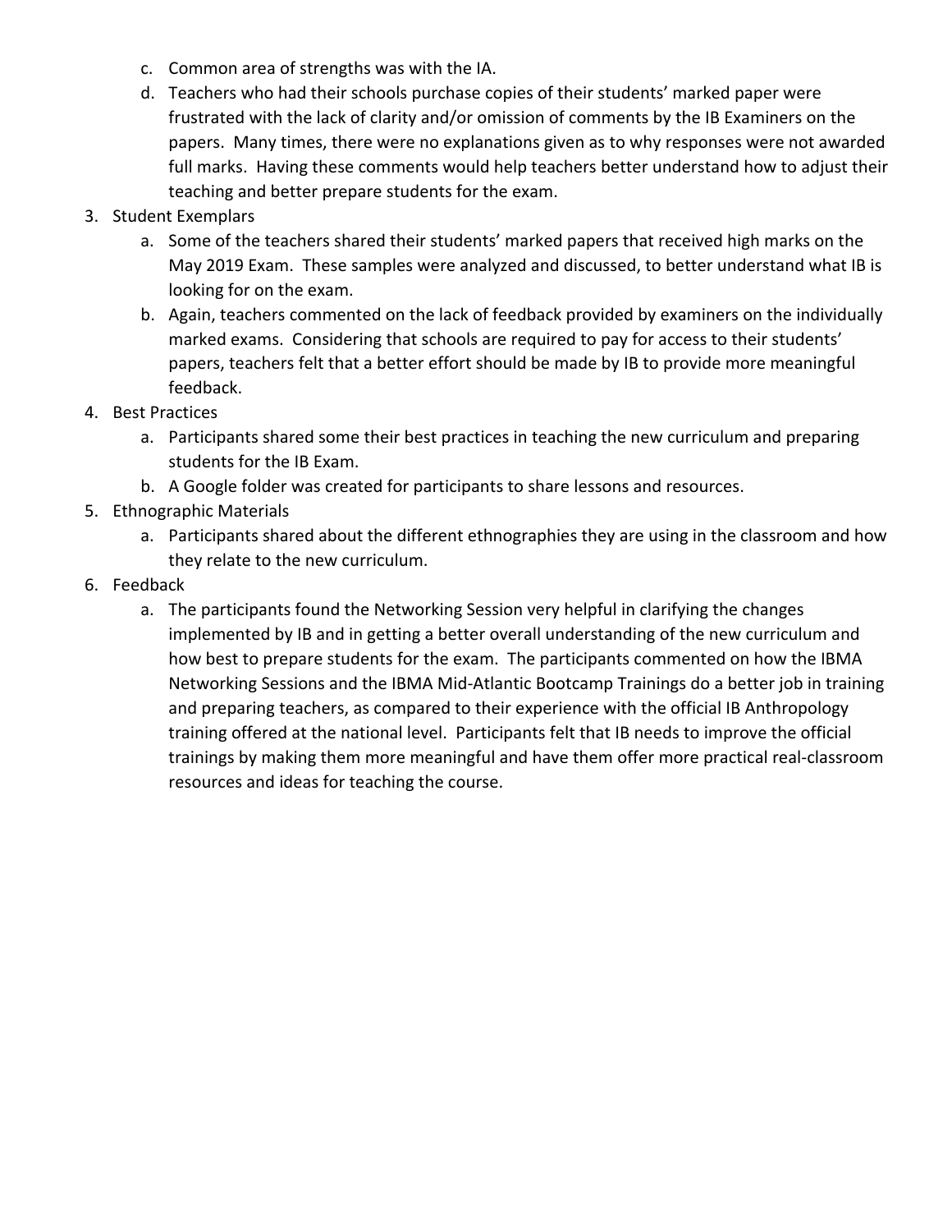c. Common area of strengths was with the IA.
   d. Teachers who had their schools purchase copies of their students' marked paper were frustrated with the lack of clarity and/or omission of comments by the IB Examiners on the papers. Many times, there were no explanations given as to why responses were not awarded full marks. Having these comments would help teachers better understand how to adjust their teaching and better prepare students for the exam.

3. Student Exemplars
   a. Some of the teachers shared their students' marked papers that received high marks on the May 2019 Exam. These samples were analyzed and discussed, to better understand what IB is looking for on the exam.
   b. Again, teachers commented on the lack of feedback provided by examiners on the individually marked exams. Considering that schools are required to pay for access to their students' papers, teachers felt that a better effort should be made by IB to provide more meaningful feedback.
4. Best Practices
   a. Participants shared some their best practices in teaching the new curriculum and preparing students for the IB Exam.
   b. A Google folder was created for participants to share lessons and resources.
5. Ethnographic Materials
   a. Participants shared about the different ethnographies they are using in the classroom and how they relate to the new curriculum.
6. Feedback
   a. The participants found the Networking Session very helpful in clarifying the changes implemented by IB and in getting a better overall understanding of the new curriculum and how best to prepare students for the exam. The participants commented on how the IBMA Networking Sessions and the IBMA Mid-Atlantic Bootcamp Trainings do a better job in training and preparing teachers, as compared to their experience with the official IB Anthropology training offered at the national level. Participants felt that IB needs to improve the official trainings by making them more meaningful and have them offer more practical real-classroom resources and ideas for teaching the course.